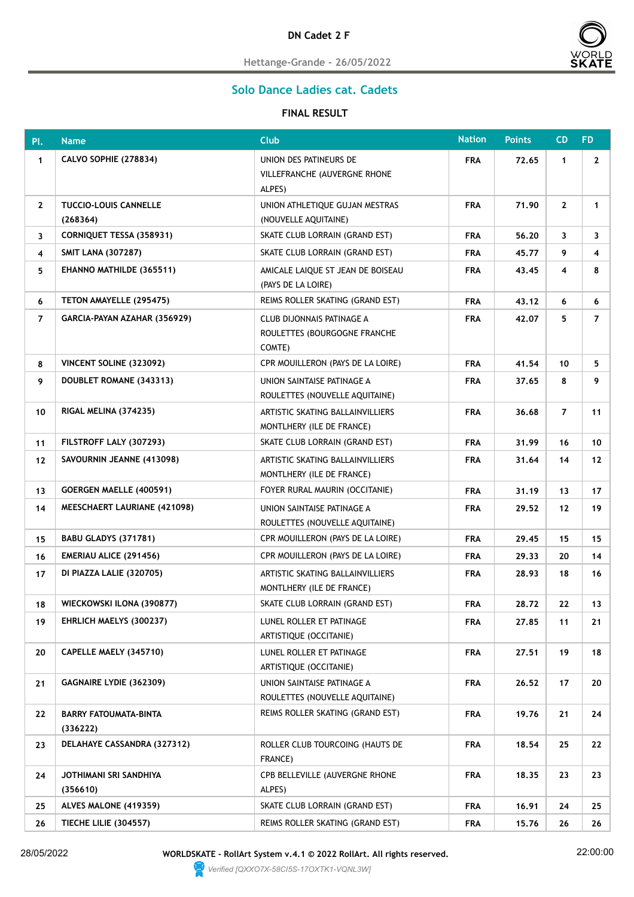# DN Cadet 2 F

Hettange-Grande - 26/05/2022

## Solo Dance Ladies cat. Cadets

### FINAL RESULT

| Pl. | Name | Club | Nation | Points | CD | FD |
|---|---|---|---|---|---|---|
| 1 | CALVO SOPHIE (278834) | UNION DES PATINEURS DE VILLEFRANCHE (AUVERGNE RHONE ALPES) | FRA | 72.65 | 1 | 2 |
| 2 | TUCCIO-LOUIS CANNELLE (268364) | UNION ATHLETIQUE GUJAN MESTRAS (NOUVELLE AQUITAINE) | FRA | 71.90 | 2 | 1 |
| 3 | CORNIQUET TESSA (358931) | SKATE CLUB LORRAIN (GRAND EST) | FRA | 56.20 | 3 | 3 |
| 4 | SMIT LANA (307287) | SKATE CLUB LORRAIN (GRAND EST) | FRA | 45.77 | 9 | 4 |
| 5 | EHANNO MATHILDE (365511) | AMICALE LAIQUE ST JEAN DE BOISEAU (PAYS DE LA LOIRE) | FRA | 43.45 | 4 | 8 |
| 6 | TETON AMAYELLE (295475) | REIMS ROLLER SKATING (GRAND EST) | FRA | 43.12 | 6 | 6 |
| 7 | GARCIA-PAYAN AZAHAR (356929) | CLUB DIJONNAIS PATINAGE A ROULETTES (BOURGOGNE FRANCHE COMTE) | FRA | 42.07 | 5 | 7 |
| 8 | VINCENT SOLINE (323092) | CPR MOUILLERON (PAYS DE LA LOIRE) | FRA | 41.54 | 10 | 5 |
| 9 | DOUBLET ROMANE (343313) | UNION SAINTAISE PATINAGE A ROULETTES (NOUVELLE AQUITAINE) | FRA | 37.65 | 8 | 9 |
| 10 | RIGAL MELINA (374235) | ARTISTIC SKATING BALLAINVILLIERS MONTLHERY (ILE DE FRANCE) | FRA | 36.68 | 7 | 11 |
| 11 | FILSTROFF LALY (307293) | SKATE CLUB LORRAIN (GRAND EST) | FRA | 31.99 | 16 | 10 |
| 12 | SAVOURNIN JEANNE (413098) | ARTISTIC SKATING BALLAINVILLIERS MONTLHERY (ILE DE FRANCE) | FRA | 31.64 | 14 | 12 |
| 13 | GOERGEN MAELLE (400591) | FOYER RURAL MAURIN (OCCITANIE) | FRA | 31.19 | 13 | 17 |
| 14 | MEESCHAERT LAURIANE (421098) | UNION SAINTAISE PATINAGE A ROULETTES (NOUVELLE AQUITAINE) | FRA | 29.52 | 12 | 19 |
| 15 | BABU GLADYS (371781) | CPR MOUILLERON (PAYS DE LA LOIRE) | FRA | 29.45 | 15 | 15 |
| 16 | EMERIAU ALICE (291456) | CPR MOUILLERON (PAYS DE LA LOIRE) | FRA | 29.33 | 20 | 14 |
| 17 | DI PIAZZA LALIE (320705) | ARTISTIC SKATING BALLAINVILLIERS MONTLHERY (ILE DE FRANCE) | FRA | 28.93 | 18 | 16 |
| 18 | WIECKOWSKI ILONA (390877) | SKATE CLUB LORRAIN (GRAND EST) | FRA | 28.72 | 22 | 13 |
| 19 | EHRLICH MAELYS (300237) | LUNEL ROLLER ET PATINAGE ARTISTIQUE (OCCITANIE) | FRA | 27.85 | 11 | 21 |
| 20 | CAPELLE MAELY (345710) | LUNEL ROLLER ET PATINAGE ARTISTIQUE (OCCITANIE) | FRA | 27.51 | 19 | 18 |
| 21 | GAGNAIRE LYDIE (362309) | UNION SAINTAISE PATINAGE A ROULETTES (NOUVELLE AQUITAINE) | FRA | 26.52 | 17 | 20 |
| 22 | BARRY FATOUMATA-BINTA (336222) | REIMS ROLLER SKATING (GRAND EST) | FRA | 19.76 | 21 | 24 |
| 23 | DELAHAYE CASSANDRA (327312) | ROLLER CLUB TOURCOING (HAUTS DE FRANCE) | FRA | 18.54 | 25 | 22 |
| 24 | JOTHIMANI SRI SANDHIYA (356610) | CPB BELLEVILLE (AUVERGNE RHONE ALPES) | FRA | 18.35 | 23 | 23 |
| 25 | ALVES MALONE (419359) | SKATE CLUB LORRAIN (GRAND EST) | FRA | 16.91 | 24 | 25 |
| 26 | TIECHE LILIE (304557) | REIMS ROLLER SKATING (GRAND EST) | FRA | 15.76 | 26 | 26 |

28/05/2022 **WORLDSKATE - RollArt System v.4.1 © 2022 RollArt. All rights reserved.** 22:00:00

*Verified [QXXO7X-58CI5S-17OXTK1-VQNL3W]*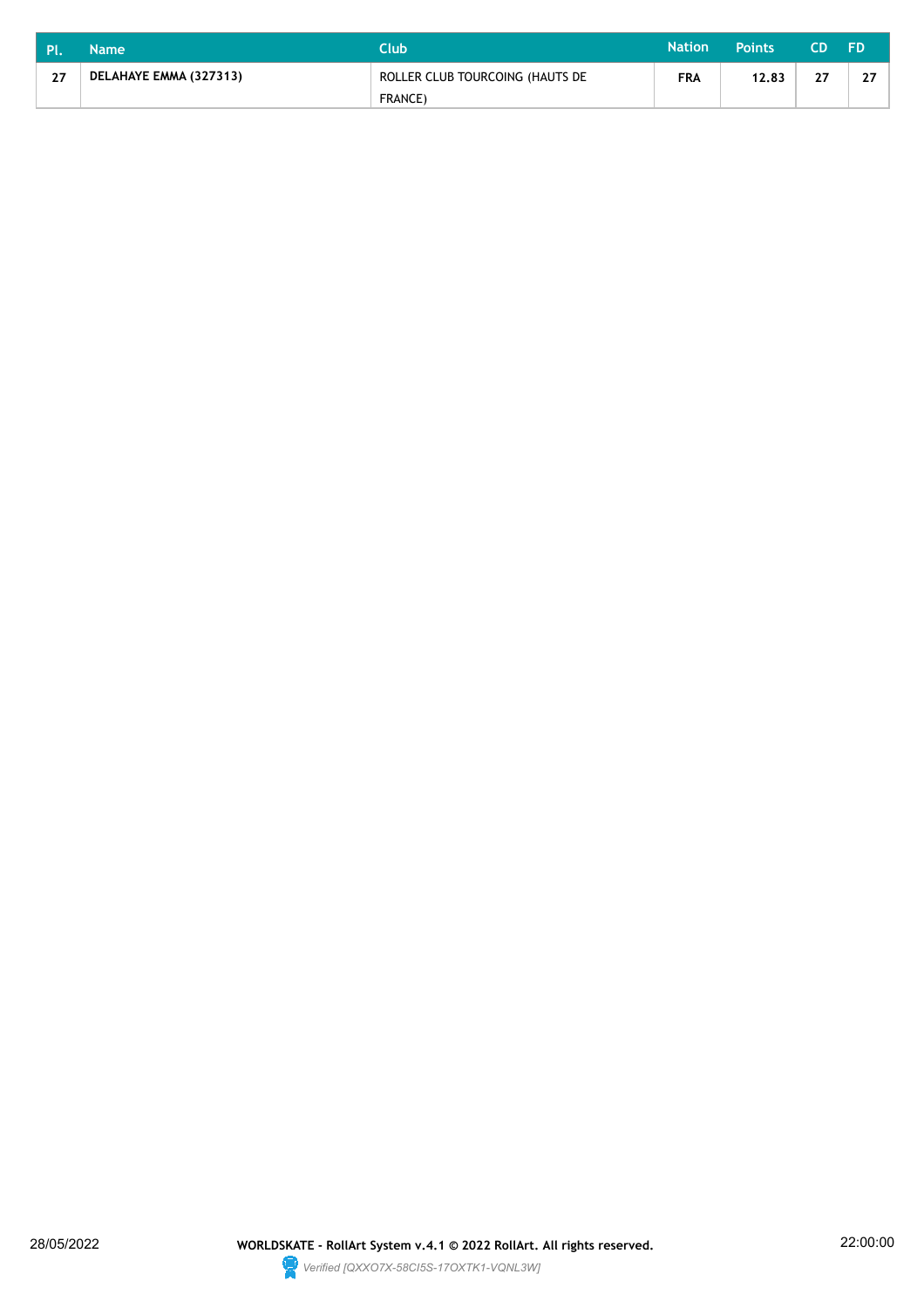| Pl. | Name | Club | Nation | Points | CD | FD |
|---|---|---|---|---|---|---|
| 27 | DELAHAYE EMMA (327313) | ROLLER CLUB TOURCOING (HAUTS DE FRANCE) | FRA | 12.83 | 27 | 27 |